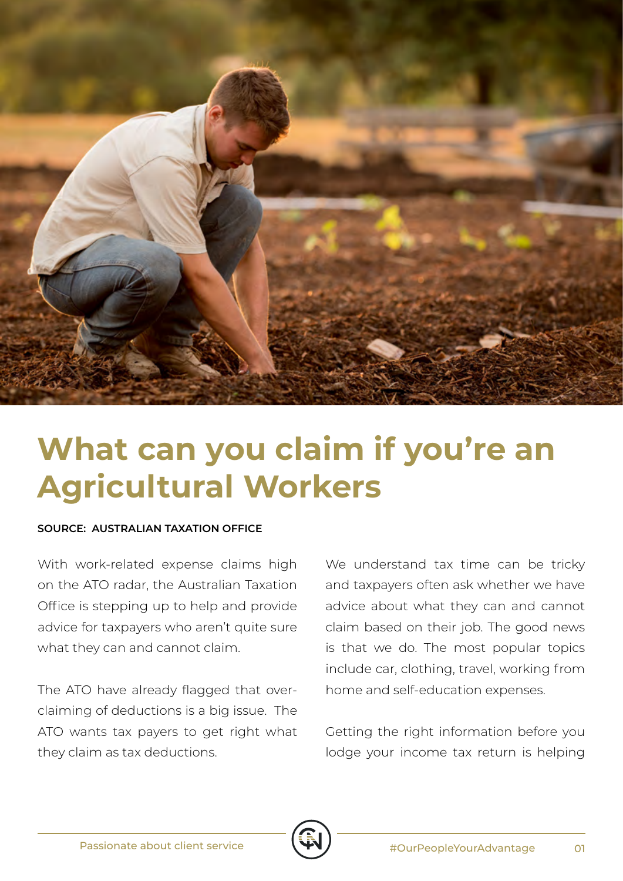# What can you claim if you're an Agricultural Workers

**SOURCE: AUSTRALIAN TAXATION OFFICE**

With work-related expense claims high on the ATO radar, the Australian Taxation Office is stepping up to help and provide advice for taxpayers who aren't quite sure what they can and cannot claim.

The ATO have already flagged that over-claiming of deductions is a big issue. The ATO wants tax payers to get right what they claim as tax deductions.

We understand tax time can be tricky and taxpayers often ask whether we have advice about what they can and cannot claim based on their job. The good news is that we do. The most popular topics include car, clothing, travel, working from home and self-education expenses.

Getting the right information before you lodge your income tax return is helping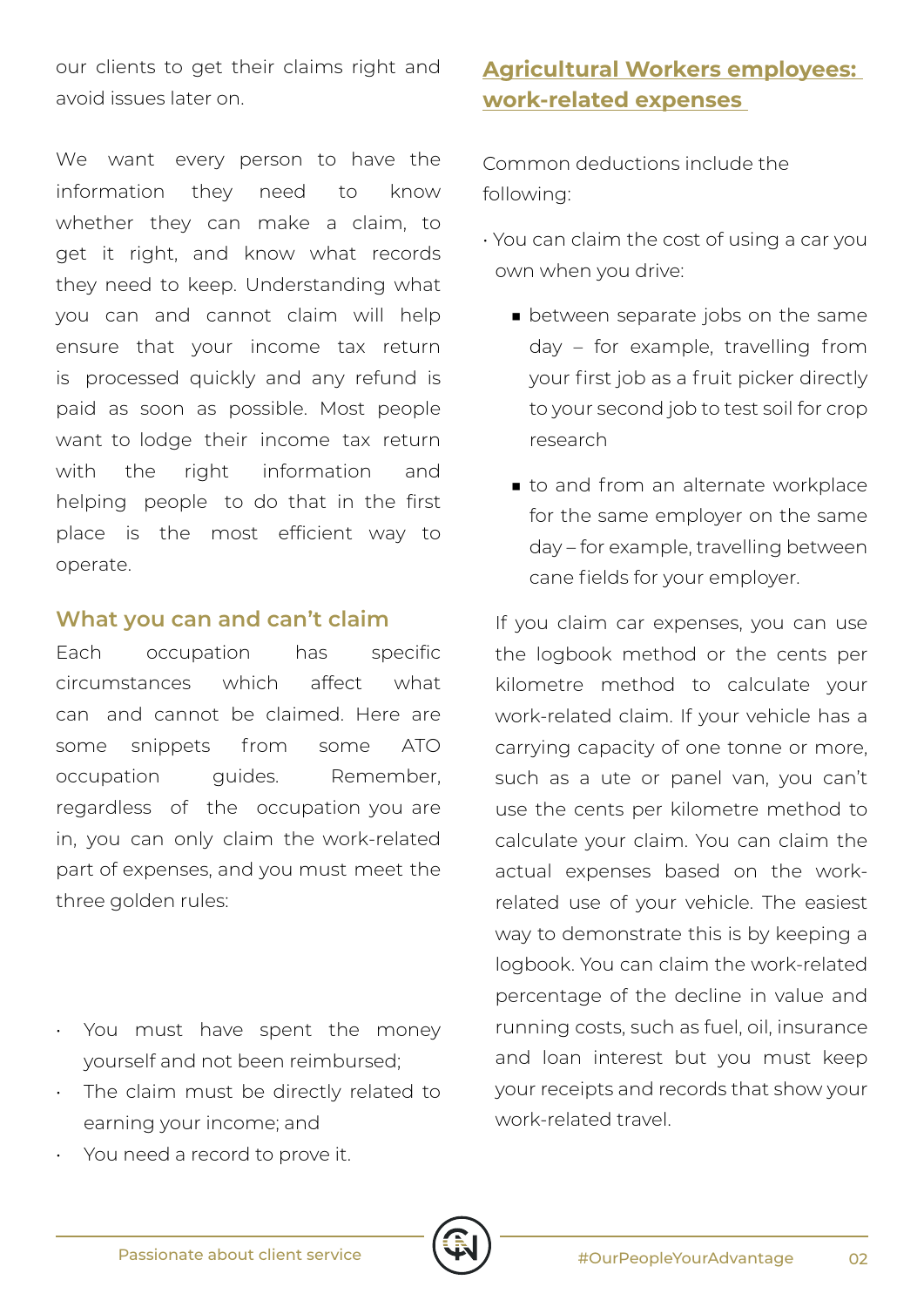our clients to get their claims right and avoid issues later on.

We want every person to have the information they need to know whether they can make a claim, to get it right, and know what records they need to keep. Understanding what you can and cannot claim will help ensure that your income tax return is processed quickly and any refund is paid as soon as possible. Most people want to lodge their income tax return with the right information and helping people to do that in the first place is the most efficient way to operate.

## What you can and can't claim

Each occupation has specific circumstances which affect what can and cannot be claimed. Here are some snippets from some ATO occupation guides. Remember, regardless of the occupation you are in, you can only claim the work-related part of expenses, and you must meet the three golden rules:

- You must have spent the money yourself and not been reimbursed;
- The claim must be directly related to earning your income; and
- You need a record to prove it.

## Agricultural Workers employees: work-related expenses

Common deductions include the following:

- You can claim the cost of using a car you own when you drive:
  - between separate jobs on the same day – for example, travelling from your first job as a fruit picker directly to your second job to test soil for crop research
  - to and from an alternate workplace for the same employer on the same day – for example, travelling between cane fields for your employer.

  If you claim car expenses, you can use the logbook method or the cents per kilometre method to calculate your work-related claim. If your vehicle has a carrying capacity of one tonne or more, such as a ute or panel van, you can't use the cents per kilometre method to calculate your claim. You can claim the actual expenses based on the work-related use of your vehicle. The easiest way to demonstrate this is by keeping a logbook. You can claim the work-related percentage of the decline in value and running costs, such as fuel, oil, insurance and loan interest but you must keep your receipts and records that show your work-related travel.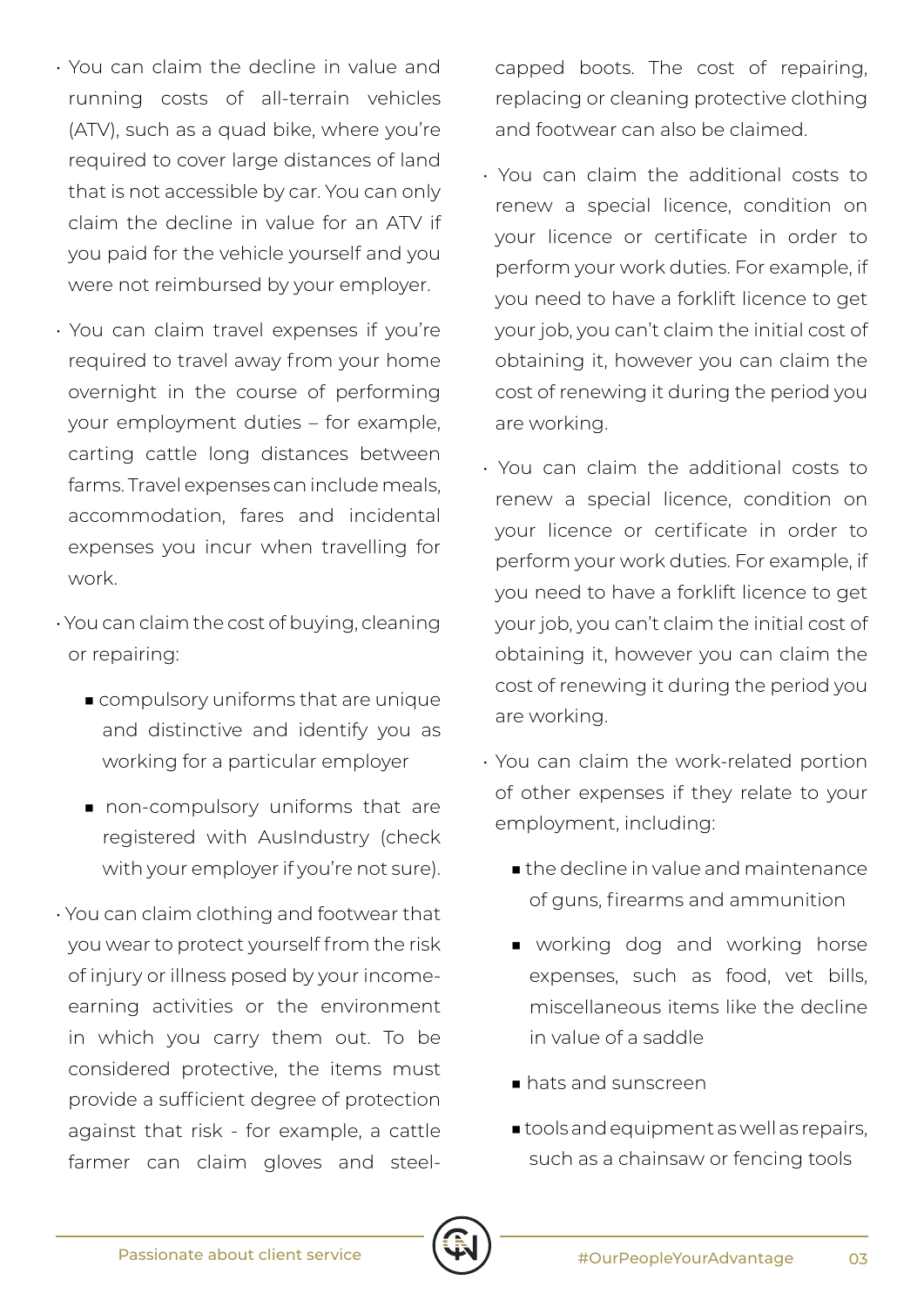- You can claim the decline in value and running costs of all-terrain vehicles (ATV), such as a quad bike, where you're required to cover large distances of land that is not accessible by car. You can only claim the decline in value for an ATV if you paid for the vehicle yourself and you were not reimbursed by your employer.
- You can claim travel expenses if you're required to travel away from your home overnight in the course of performing your employment duties – for example, carting cattle long distances between farms. Travel expenses can include meals, accommodation, fares and incidental expenses you incur when travelling for work.
- You can claim the cost of buying, cleaning or repairing:
  - compulsory uniforms that are unique and distinctive and identify you as working for a particular employer
  - non-compulsory uniforms that are registered with AusIndustry (check with your employer if you're not sure).
- You can claim clothing and footwear that you wear to protect yourself from the risk of injury or illness posed by your income-earning activities or the environment in which you carry them out. To be considered protective, the items must provide a sufficient degree of protection against that risk - for example, a cattle farmer can claim gloves and steel-capped boots. The cost of repairing, replacing or cleaning protective clothing and footwear can also be claimed.
- You can claim the additional costs to renew a special licence, condition on your licence or certificate in order to perform your work duties. For example, if you need to have a forklift licence to get your job, you can't claim the initial cost of obtaining it, however you can claim the cost of renewing it during the period you are working.
- You can claim the additional costs to renew a special licence, condition on your licence or certificate in order to perform your work duties. For example, if you need to have a forklift licence to get your job, you can't claim the initial cost of obtaining it, however you can claim the cost of renewing it during the period you are working.
- You can claim the work-related portion of other expenses if they relate to your employment, including:
  - the decline in value and maintenance of guns, firearms and ammunition
  - working dog and working horse expenses, such as food, vet bills, miscellaneous items like the decline in value of a saddle
  - hats and sunscreen
  - tools and equipment as well as repairs, such as a chainsaw or fencing tools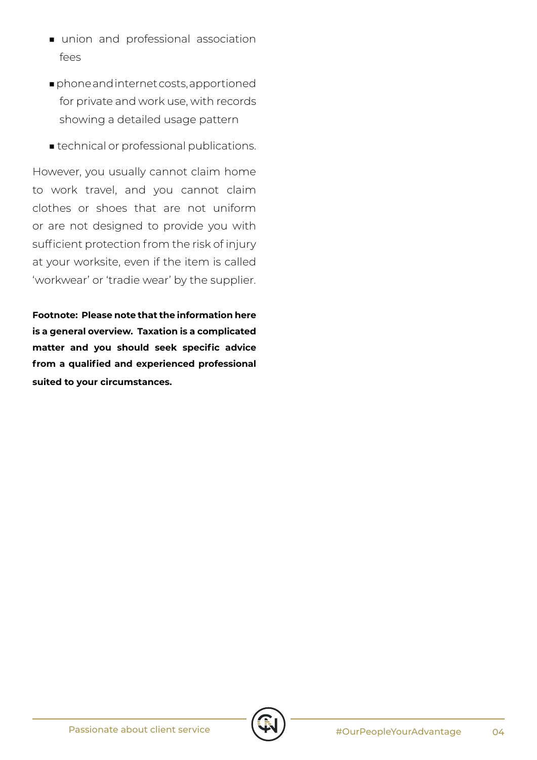- union and professional association fees
- phone and internet costs, apportioned for private and work use, with records showing a detailed usage pattern
- technical or professional publications.

However, you usually cannot claim home to work travel, and you cannot claim clothes or shoes that are not uniform or are not designed to provide you with sufficient protection from the risk of injury at your worksite, even if the item is called 'workwear' or 'tradie wear' by the supplier.

**Footnote: Please note that the information here is a general overview. Taxation is a complicated matter and you should seek specific advice from a qualified and experienced professional suited to your circumstances.**